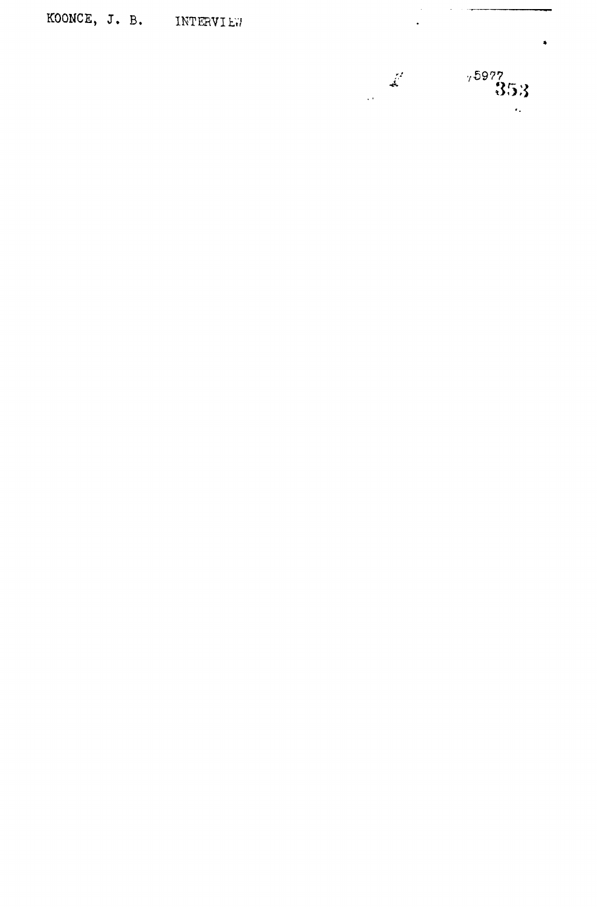KOONCE, J. B. INTERVIEW

5977

353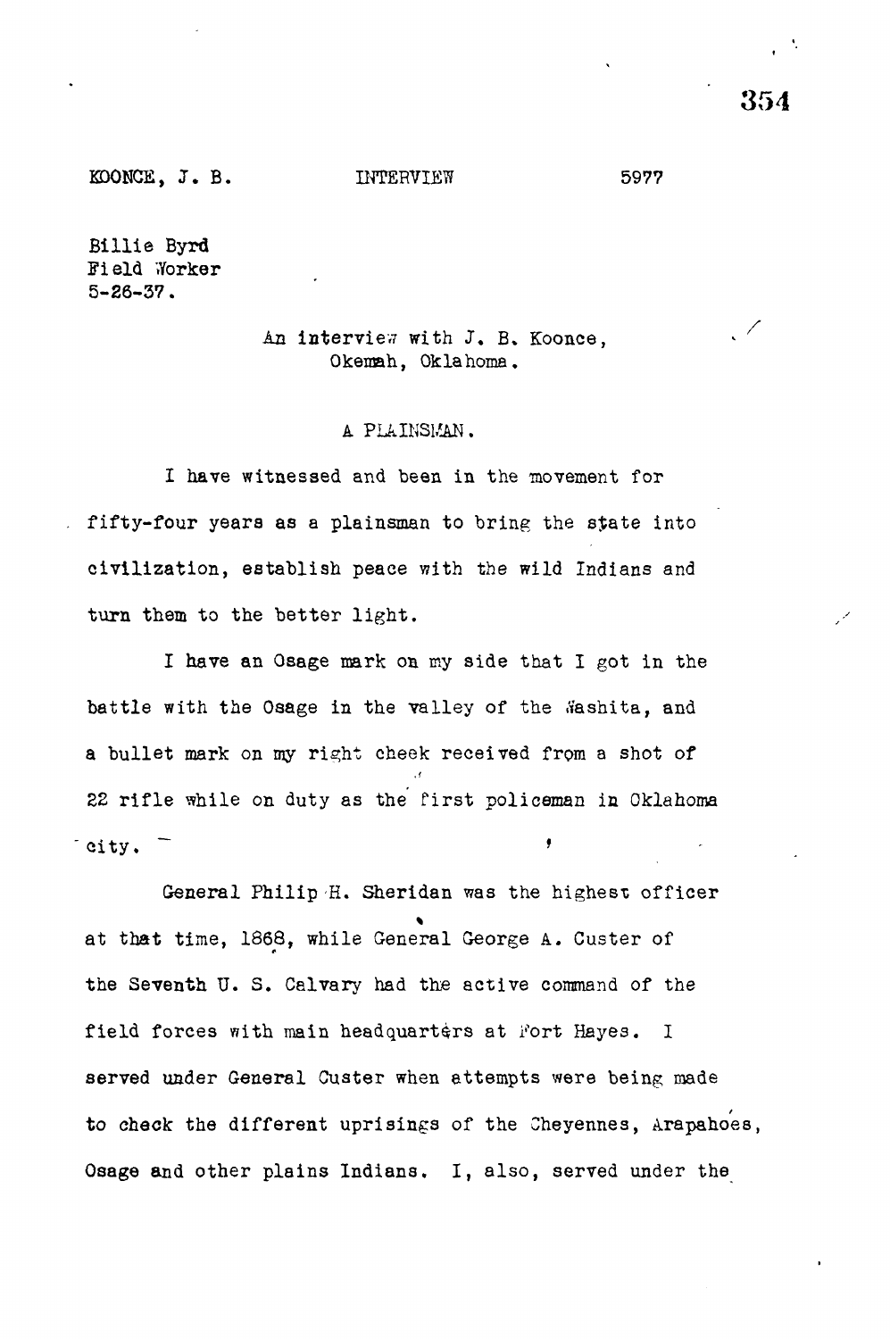KOONCE, J. B. INTERVIEW 5977

Billie Byrd
Field Worker
5-26-37.

An interview with J. B. Koonce,
Okemah, Oklahoma.

A PLAINSMAN.

I have witnessed and been in the movement for fifty-four years as a plainsman to bring the state into civilization, establish peace with the wild Indians and turn them to the better light.

I have an Osage mark on my side that I got in the battle with the Osage in the valley of the Washita, and a bullet mark on my right cheek received from a shot of 22 rifle while on duty as the first policeman in Oklahoma city.

General Philip H. Sheridan was the highest officer at that time, 1868, while General George A. Custer of the Seventh U. S. Calvary had the active command of the field forces with main headquarters at Fort Hayes. I served under General Custer when attempts were being made to check the different uprisings of the Cheyennes, Arapahoes, Osage and other plains Indians. I, also, served under the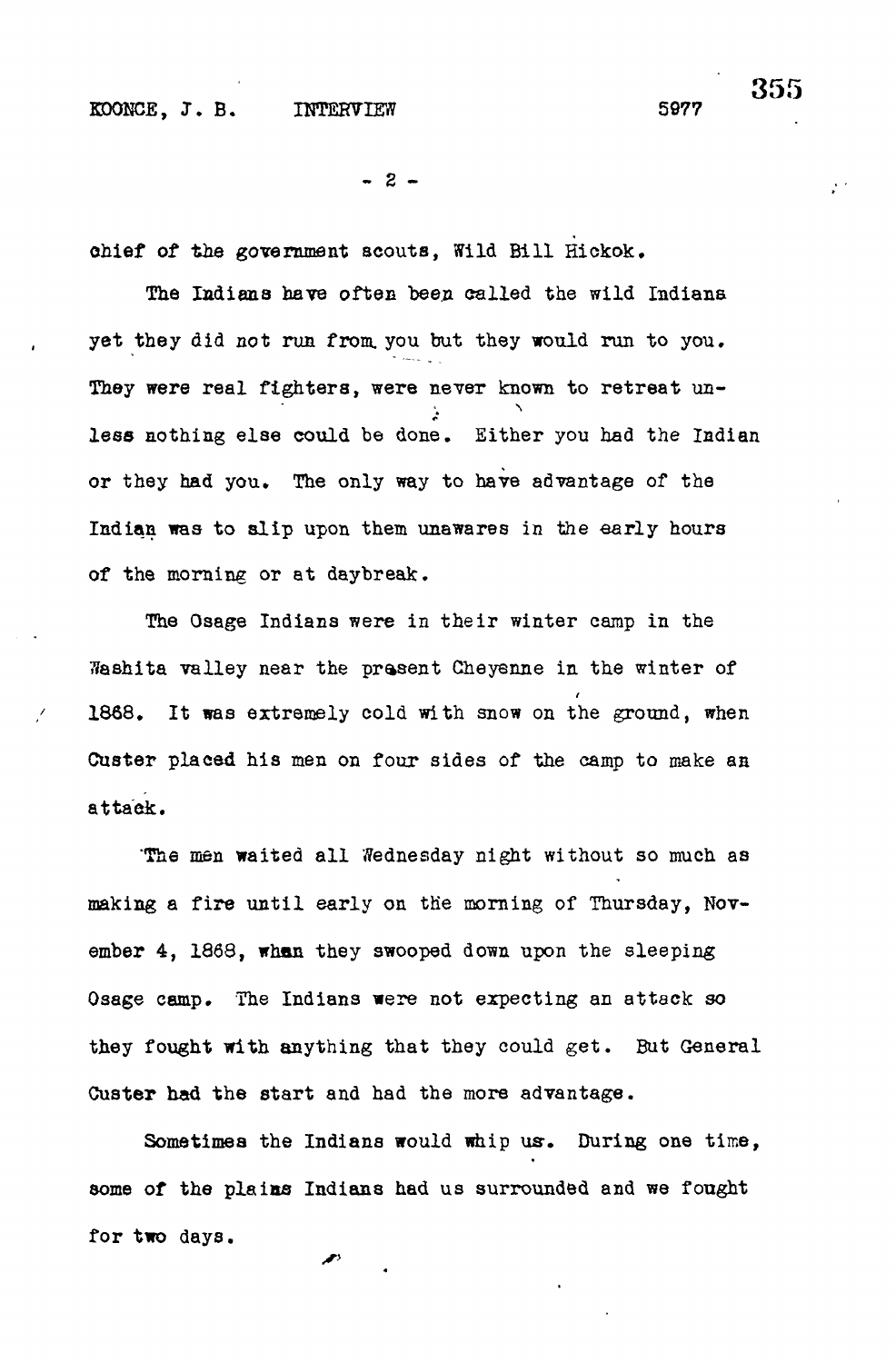chief of the government scouts, Wild Bill Hickok.

The Indians have often been called the wild Indians yet they did not run from you but they would run to you. They were real fighters, were never known to retreat unless nothing else could be done. Either you had the Indian or they had you. The only way to have advantage of the Indian was to slip upon them unawares in the early hours of the morning or at daybreak.

The Osage Indians were in their winter camp in the Washita valley near the present Cheyenne in the winter of 1868. It was extremely cold with snow on the ground, when Custer placed his men on four sides of the camp to make an attack.

The men waited all Wednesday night without so much as making a fire until early on the morning of Thursday, November 4, 1868, when they swooped down upon the sleeping Osage camp. The Indians were not expecting an attack so they fought with anything that they could get. But General Custer had the start and had the more advantage.

Sometimes the Indians would whip us. During one time, some of the plains Indians had us surrounded and we fought for two days.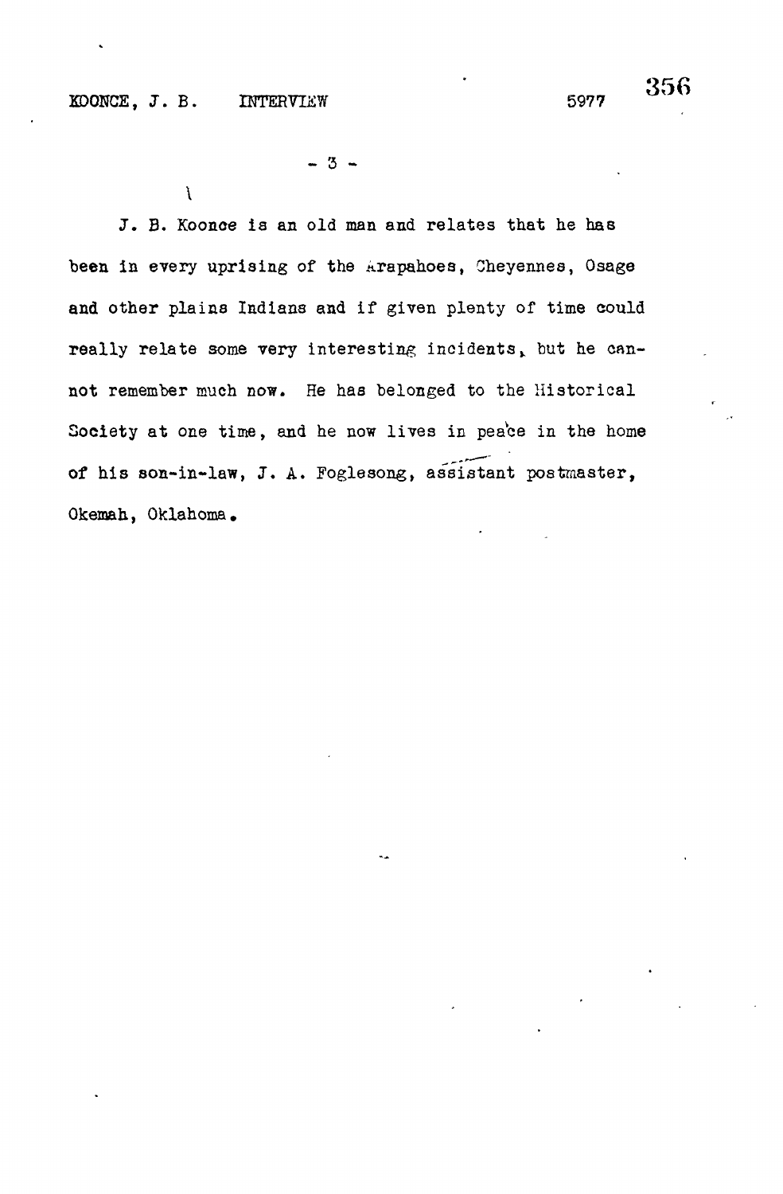J. B. Koonce is an old man and relates that he has been in every uprising of the Arapahoes, Cheyennes, Osage and other plains Indians and if given plenty of time could really relate some very interesting incidents, but he cannot remember much now. He has belonged to the Historical Society at one time, and he now lives in peace in the home of his son-in-law, J. A. Foglesong, assistant postmaster, Okemah, Oklahoma.